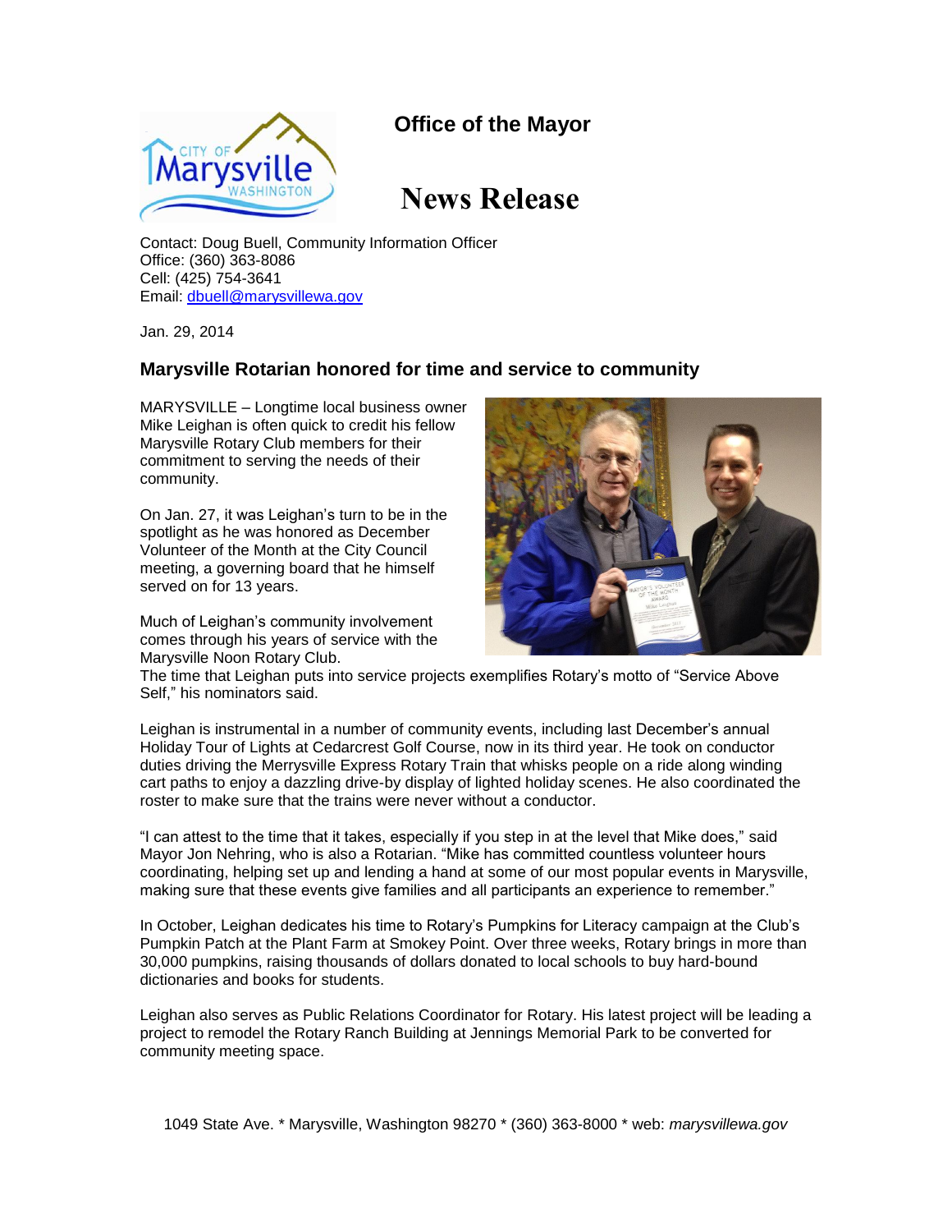**Office of the Mayor**

# News Release

Contact: Doug Buell, Community Information Officer
Office: (360) 363-8086
Cell: (425) 754-3641
Email: dbuell@marysvillewa.gov

Jan. 29, 2014

## Marysville Rotarian honored for time and service to community

MARYSVILLE – Longtime local business owner Mike Leighan is often quick to credit his fellow Marysville Rotary Club members for their commitment to serving the needs of their community.

On Jan. 27, it was Leighan's turn to be in the spotlight as he was honored as December Volunteer of the Month at the City Council meeting, a governing board that he himself served on for 13 years.

Much of Leighan's community involvement comes through his years of service with the Marysville Noon Rotary Club.
The time that Leighan puts into service projects exemplifies Rotary's motto of "Service Above Self," his nominators said.

Leighan is instrumental in a number of community events, including last December's annual Holiday Tour of Lights at Cedarcrest Golf Course, now in its third year. He took on conductor duties driving the Merrysville Express Rotary Train that whisks people on a ride along winding cart paths to enjoy a dazzling drive-by display of lighted holiday scenes. He also coordinated the roster to make sure that the trains were never without a conductor.

"I can attest to the time that it takes, especially if you step in at the level that Mike does," said Mayor Jon Nehring, who is also a Rotarian. "Mike has committed countless volunteer hours coordinating, helping set up and lending a hand at some of our most popular events in Marysville, making sure that these events give families and all participants an experience to remember."

In October, Leighan dedicates his time to Rotary's Pumpkins for Literacy campaign at the Club's Pumpkin Patch at the Plant Farm at Smokey Point. Over three weeks, Rotary brings in more than 30,000 pumpkins, raising thousands of dollars donated to local schools to buy hard-bound dictionaries and books for students.

Leighan also serves as Public Relations Coordinator for Rotary. His latest project will be leading a project to remodel the Rotary Ranch Building at Jennings Memorial Park to be converted for community meeting space.

1049 State Ave. * Marysville, Washington 98270 * (360) 363-8000 * web: *marysvillewa.gov*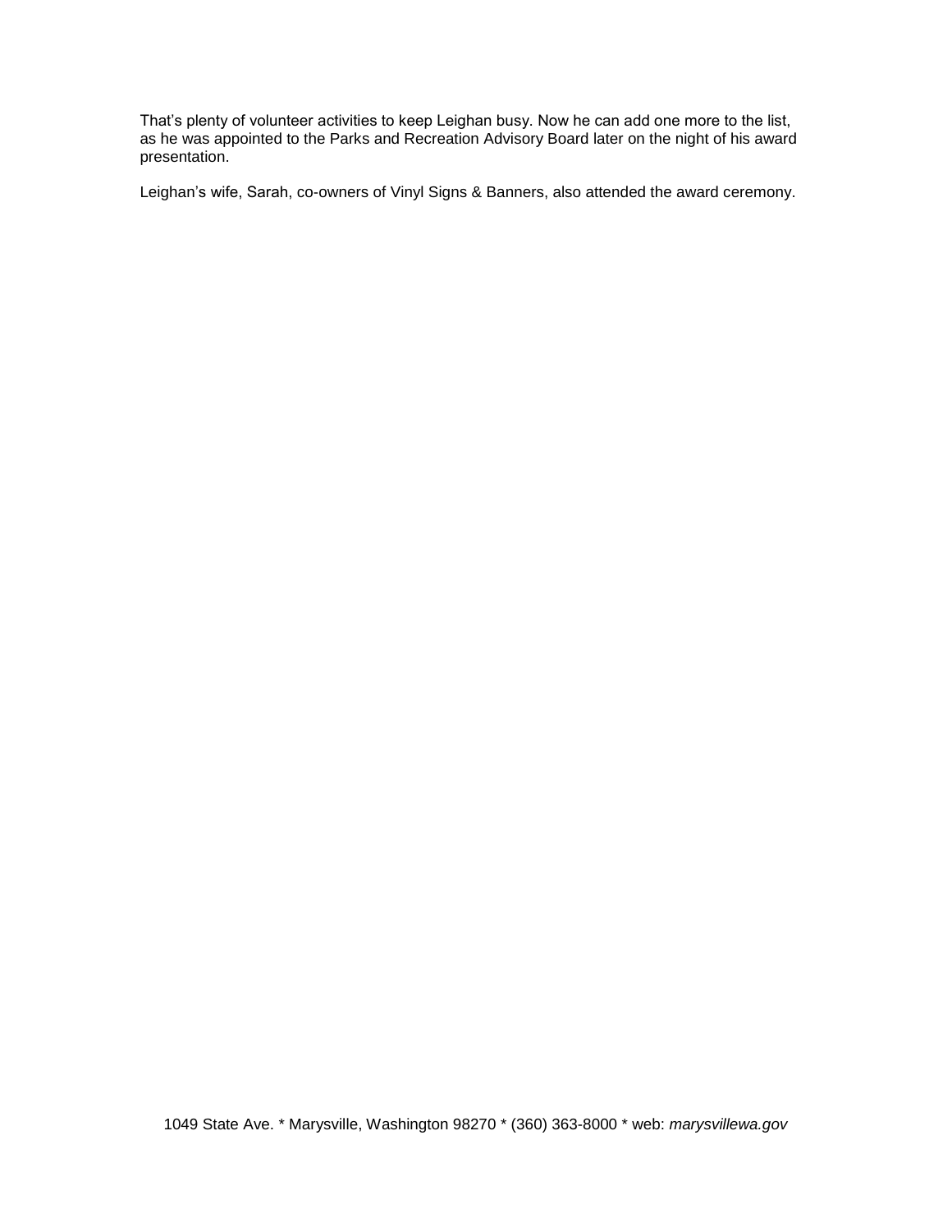That’s plenty of volunteer activities to keep Leighan busy. Now he can add one more to the list, as he was appointed to the Parks and Recreation Advisory Board later on the night of his award presentation.

Leighan’s wife, Sarah, co-owners of Vinyl Signs & Banners, also attended the award ceremony.

1049 State Ave. * Marysville, Washington 98270 * (360) 363-8000 * web: *marysvillewa.gov*